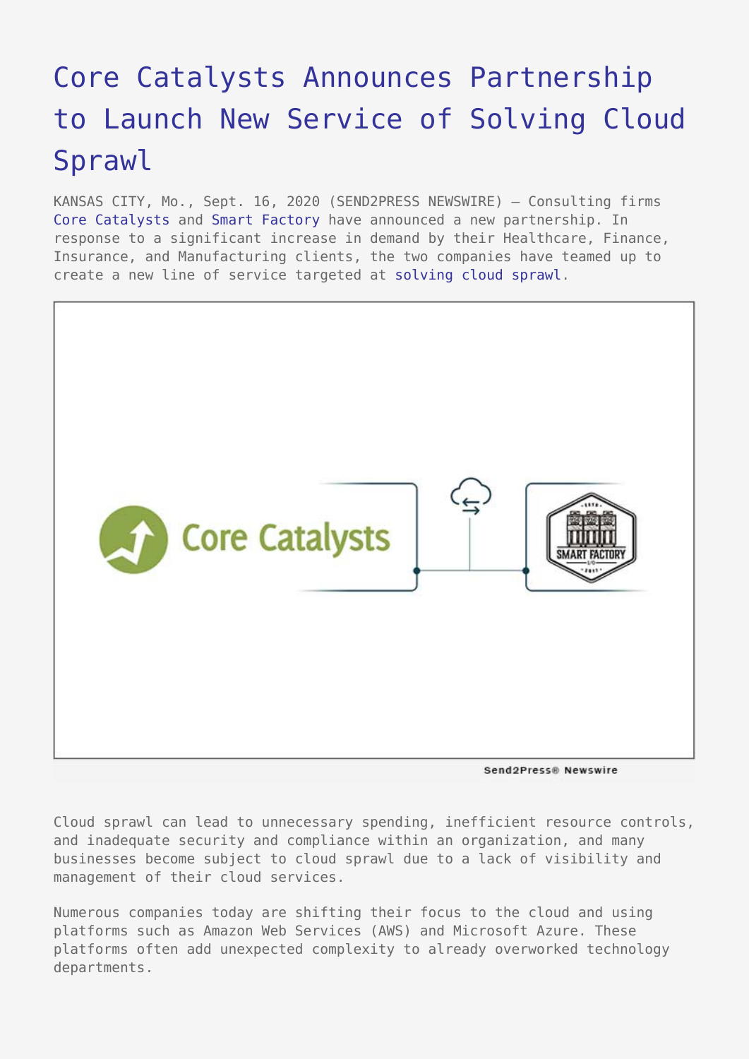# Core Catalysts Announces Partnership to Launch New Service of Solving Cloud Sprawl

KANSAS CITY, Mo., Sept. 16, 2020 (SEND2PRESS NEWSWIRE) — Consulting firms Core Catalysts and Smart Factory have announced a new partnership. In response to a significant increase in demand by their Healthcare, Finance, Insurance, and Manufacturing clients, the two companies have teamed up to create a new line of service targeted at solving cloud sprawl.

Cloud sprawl can lead to unnecessary spending, inefficient resource controls, and inadequate security and compliance within an organization, and many businesses become subject to cloud sprawl due to a lack of visibility and management of their cloud services.

Numerous companies today are shifting their focus to the cloud and using platforms such as Amazon Web Services (AWS) and Microsoft Azure. These platforms often add unexpected complexity to already overworked technology departments.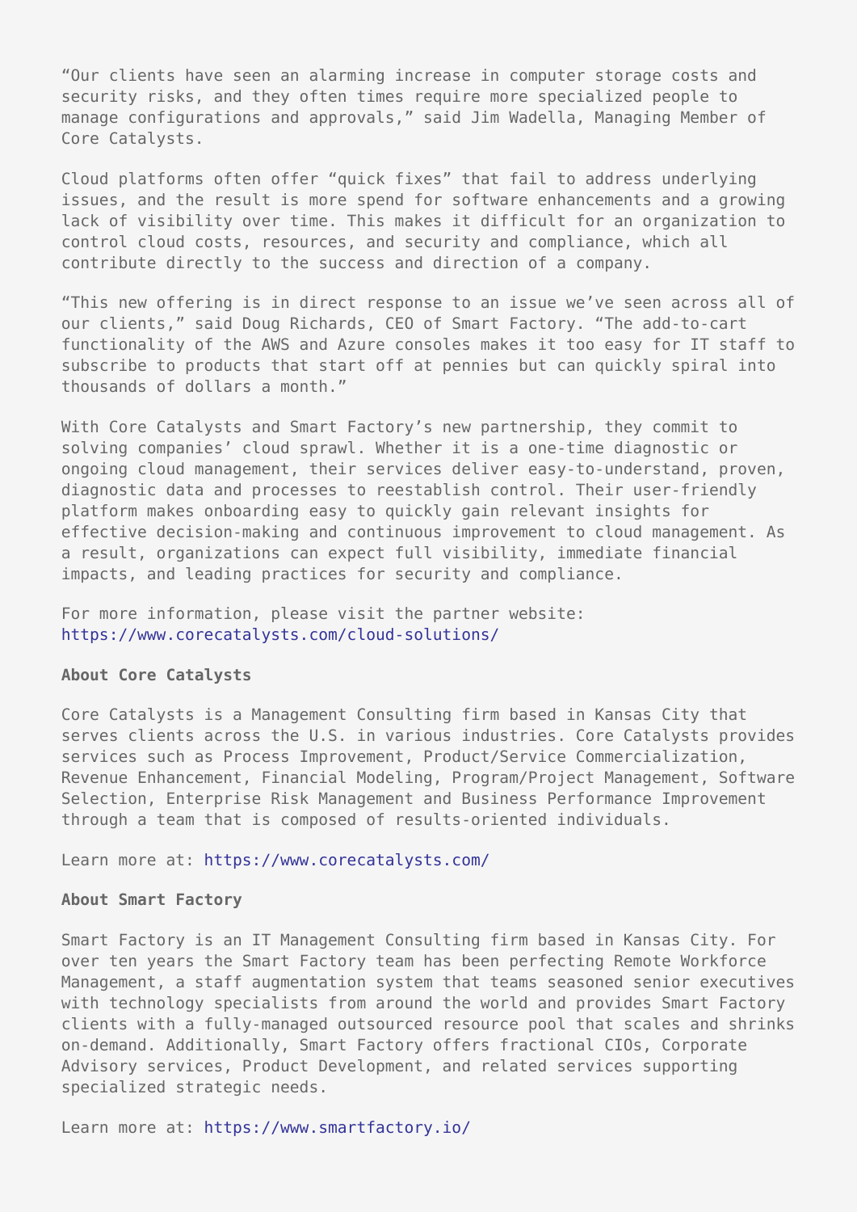"Our clients have seen an alarming increase in computer storage costs and security risks, and they often times require more specialized people to manage configurations and approvals," said Jim Wadella, Managing Member of Core Catalysts.

Cloud platforms often offer "quick fixes" that fail to address underlying issues, and the result is more spend for software enhancements and a growing lack of visibility over time. This makes it difficult for an organization to control cloud costs, resources, and security and compliance, which all contribute directly to the success and direction of a company.

"This new offering is in direct response to an issue we've seen across all of our clients," said Doug Richards, CEO of Smart Factory. "The add-to-cart functionality of the AWS and Azure consoles makes it too easy for IT staff to subscribe to products that start off at pennies but can quickly spiral into thousands of dollars a month."

With Core Catalysts and Smart Factory's new partnership, they commit to solving companies' cloud sprawl. Whether it is a one-time diagnostic or ongoing cloud management, their services deliver easy-to-understand, proven, diagnostic data and processes to reestablish control. Their user-friendly platform makes onboarding easy to quickly gain relevant insights for effective decision-making and continuous improvement to cloud management. As a result, organizations can expect full visibility, immediate financial impacts, and leading practices for security and compliance.

For more information, please visit the partner website: https://www.corecatalysts.com/cloud-solutions/

**About Core Catalysts**

Core Catalysts is a Management Consulting firm based in Kansas City that serves clients across the U.S. in various industries. Core Catalysts provides services such as Process Improvement, Product/Service Commercialization, Revenue Enhancement, Financial Modeling, Program/Project Management, Software Selection, Enterprise Risk Management and Business Performance Improvement through a team that is composed of results-oriented individuals.

Learn more at: https://www.corecatalysts.com/

**About Smart Factory**

Smart Factory is an IT Management Consulting firm based in Kansas City. For over ten years the Smart Factory team has been perfecting Remote Workforce Management, a staff augmentation system that teams seasoned senior executives with technology specialists from around the world and provides Smart Factory clients with a fully-managed outsourced resource pool that scales and shrinks on-demand. Additionally, Smart Factory offers fractional CIOs, Corporate Advisory services, Product Development, and related services supporting specialized strategic needs.

Learn more at: https://www.smartfactory.io/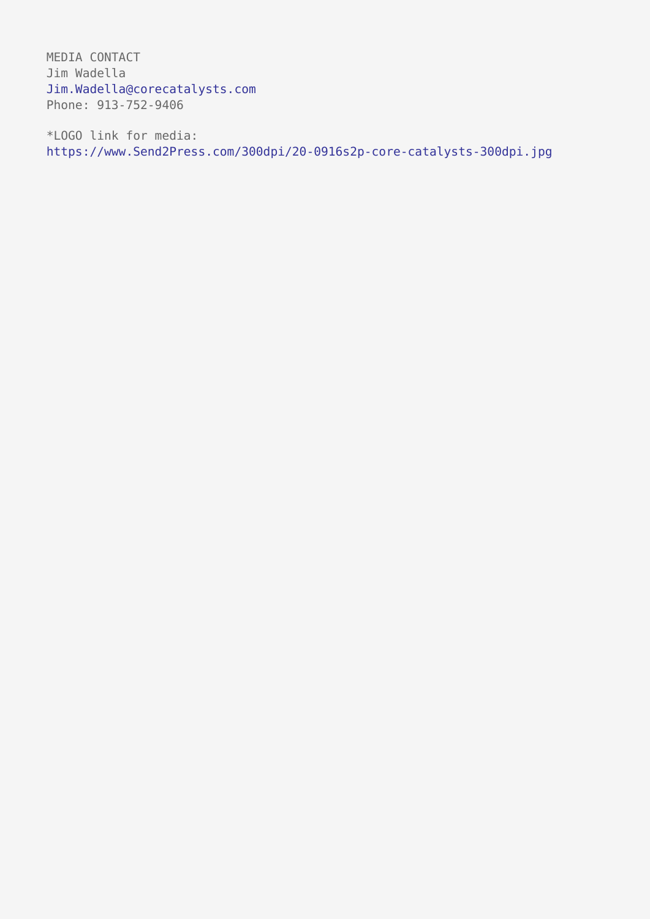MEDIA CONTACT
Jim Wadella
Jim.Wadella@corecatalysts.com
Phone: 913-752-9406

*LOGO link for media:
https://www.Send2Press.com/300dpi/20-0916s2p-core-catalysts-300dpi.jpg